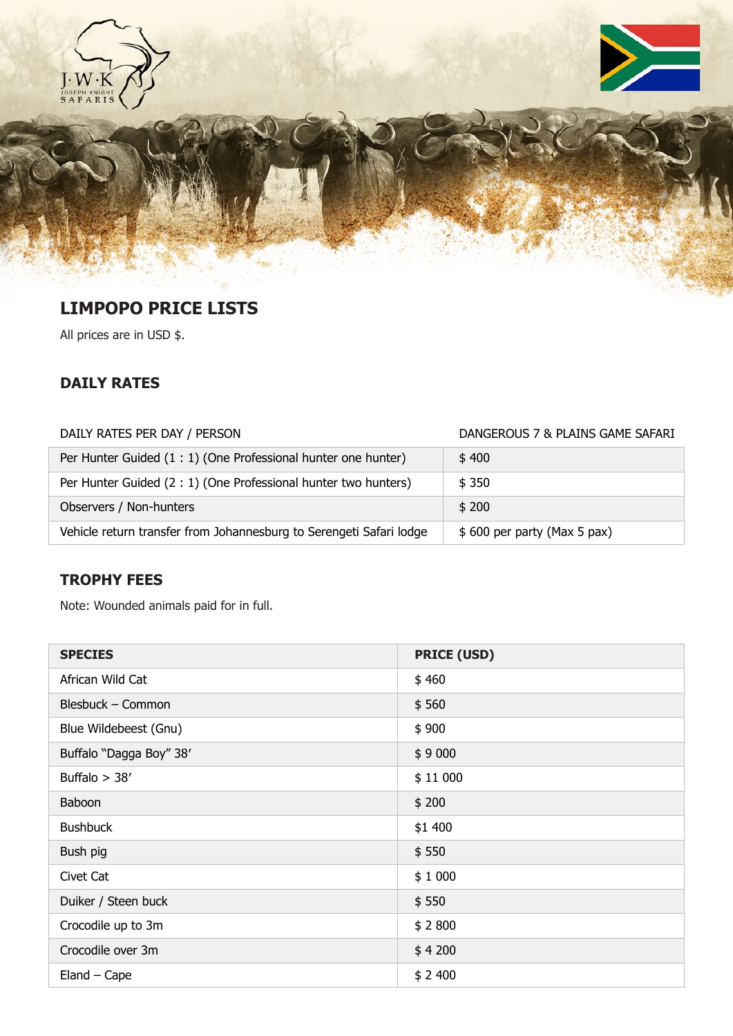## LIMPOPO PRICE LISTS

All prices are in USD $.

### DAILY RATES

| DAILY RATES PER DAY / PERSON | DANGEROUS 7 & PLAINS GAME SAFARI |
|---|---|
| Per Hunter Guided (1 : 1) (One Professional hunter one hunter) | $ 400 |
| Per Hunter Guided (2 : 1) (One Professional hunter two hunters) | $ 350 |
| Observers / Non-hunters | $ 200 |
| Vehicle return transfer from Johannesburg to Serengeti Safari lodge | $ 600 per party (Max 5 pax) |

### TROPHY FEES

Note: Wounded animals paid for in full.

| SPECIES | PRICE (USD) |
|---|---|
| African Wild Cat | $ 460 |
| Blesbuck – Common | $ 560 |
| Blue Wildebeest (Gnu) | $ 900 |
| Buffalo "Dagga Boy" 38′ | $ 9 000 |
| Buffalo > 38′ | $ 11 000 |
| Baboon | $ 200 |
| Bushbuck | $1 400 |
| Bush pig | $ 550 |
| Civet Cat | $ 1 000 |
| Duiker / Steen buck | $ 550 |
| Crocodile up to 3m | $ 2 800 |
| Crocodile over 3m | $ 4 200 |
| Eland – Cape | $ 2 400 |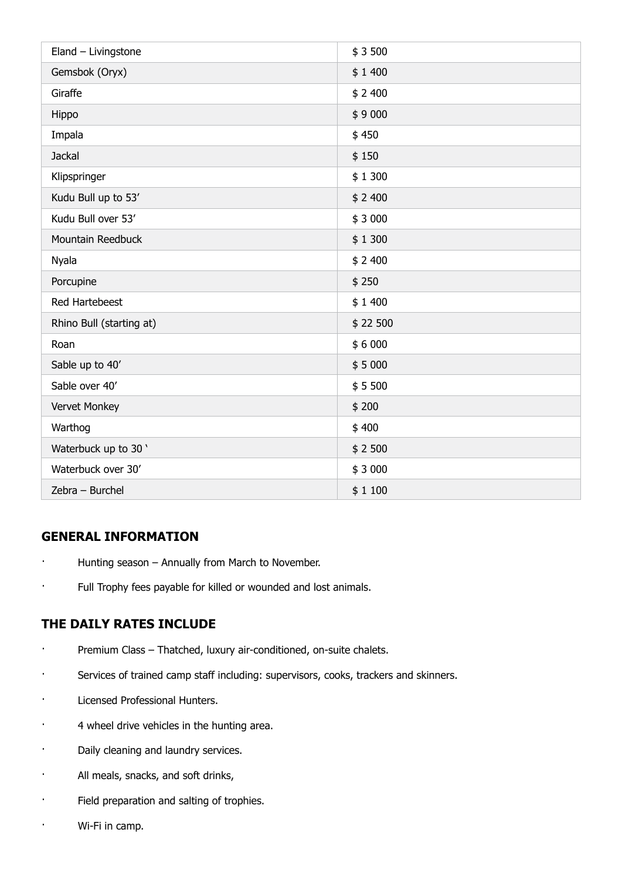| Eland – Livingstone | $ 3 500 |
|---|---|
| Gemsbok (Oryx) | $ 1 400 |
| Giraffe | $ 2 400 |
| Hippo | $ 9 000 |
| Impala | $ 450 |
| Jackal | $ 150 |
| Klipspringer | $ 1 300 |
| Kudu Bull up to 53’ | $ 2 400 |
| Kudu Bull over 53’ | $ 3 000 |
| Mountain Reedbuck | $ 1 300 |
| Nyala | $ 2 400 |
| Porcupine | $ 250 |
| Red Hartebeest | $ 1 400 |
| Rhino Bull (starting at) | $ 22 500 |
| Roan | $ 6 000 |
| Sable up to 40’ | $ 5 000 |
| Sable over 40’ | $ 5 500 |
| Vervet Monkey | $ 200 |
| Warthog | $ 400 |
| Waterbuck up to 30 ‘ | $ 2 500 |
| Waterbuck over 30’ | $ 3 000 |
| Zebra – Burchel | $ 1 100 |

## GENERAL INFORMATION

- Hunting season – Annually from March to November.
- Full Trophy fees payable for killed or wounded and lost animals.

## THE DAILY RATES INCLUDE

- Premium Class – Thatched, luxury air-conditioned, on-suite chalets.
- Services of trained camp staff including: supervisors, cooks, trackers and skinners.
- Licensed Professional Hunters.
- 4 wheel drive vehicles in the hunting area.
- Daily cleaning and laundry services.
- All meals, snacks, and soft drinks,
- Field preparation and salting of trophies.
- Wi-Fi in camp.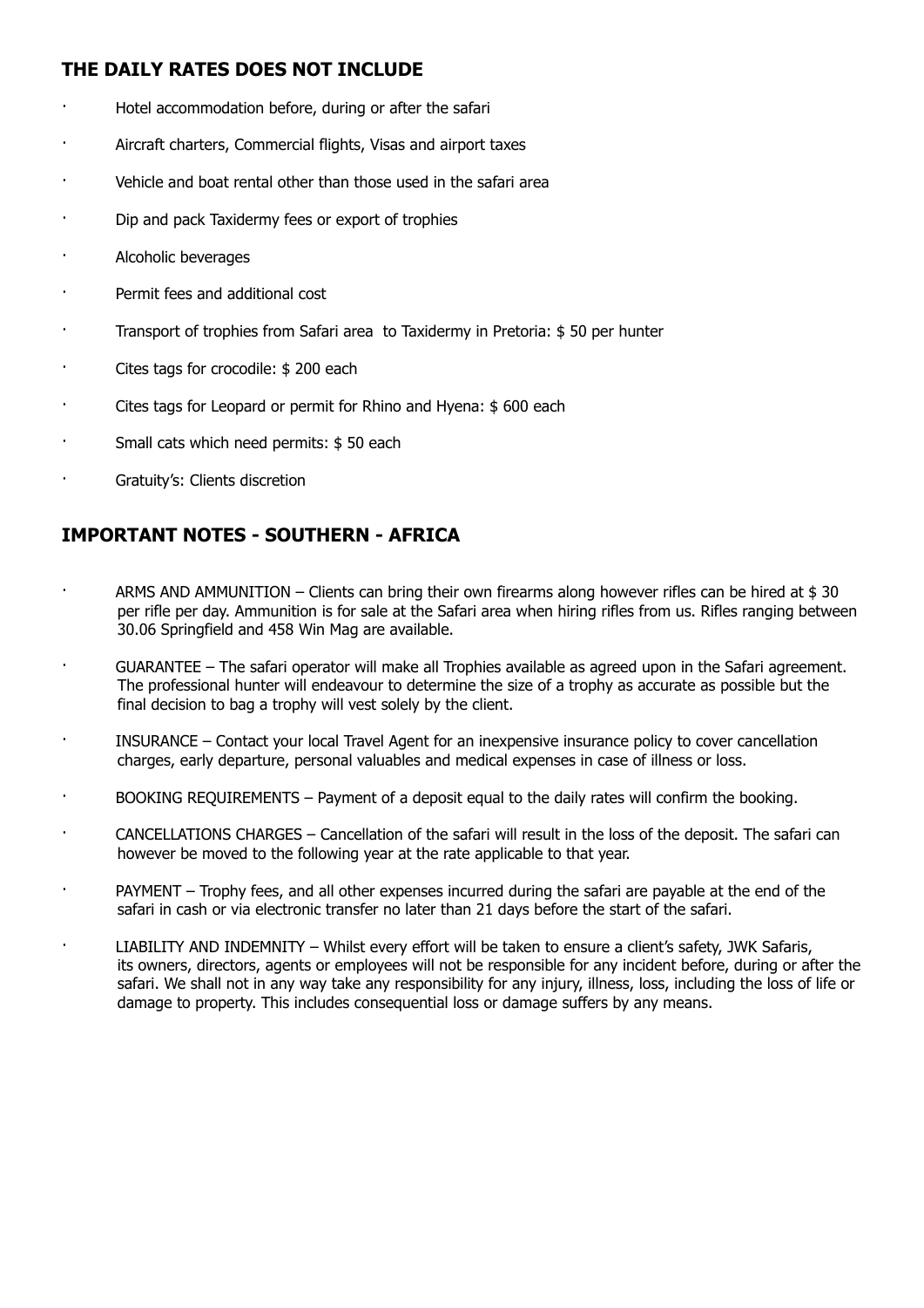## THE DAILY RATES DOES NOT INCLUDE

- Hotel accommodation before, during or after the safari
- Aircraft charters, Commercial flights, Visas and airport taxes
- Vehicle and boat rental other than those used in the safari area
- Dip and pack Taxidermy fees or export of trophies
- Alcoholic beverages
- Permit fees and additional cost
- Transport of trophies from Safari area to Taxidermy in Pretoria: $ 50 per hunter
- Cites tags for crocodile: $ 200 each
- Cites tags for Leopard or permit for Rhino and Hyena: $ 600 each
- Small cats which need permits: $ 50 each
- Gratuity's: Clients discretion

## IMPORTANT NOTES - SOUTHERN - AFRICA

- ARMS AND AMMUNITION – Clients can bring their own firearms along however rifles can be hired at $ 30 per rifle per day. Ammunition is for sale at the Safari area when hiring rifles from us. Rifles ranging between 30.06 Springfield and 458 Win Mag are available.
- GUARANTEE – The safari operator will make all Trophies available as agreed upon in the Safari agreement. The professional hunter will endeavour to determine the size of a trophy as accurate as possible but the final decision to bag a trophy will vest solely by the client.
- INSURANCE – Contact your local Travel Agent for an inexpensive insurance policy to cover cancellation charges, early departure, personal valuables and medical expenses in case of illness or loss.
- BOOKING REQUIREMENTS – Payment of a deposit equal to the daily rates will confirm the booking.
- CANCELLATIONS CHARGES – Cancellation of the safari will result in the loss of the deposit. The safari can however be moved to the following year at the rate applicable to that year.
- PAYMENT – Trophy fees, and all other expenses incurred during the safari are payable at the end of the safari in cash or via electronic transfer no later than 21 days before the start of the safari.
- LIABILITY AND INDEMNITY – Whilst every effort will be taken to ensure a client's safety, JWK Safaris, its owners, directors, agents or employees will not be responsible for any incident before, during or after the safari. We shall not in any way take any responsibility for any injury, illness, loss, including the loss of life or damage to property. This includes consequential loss or damage suffers by any means.